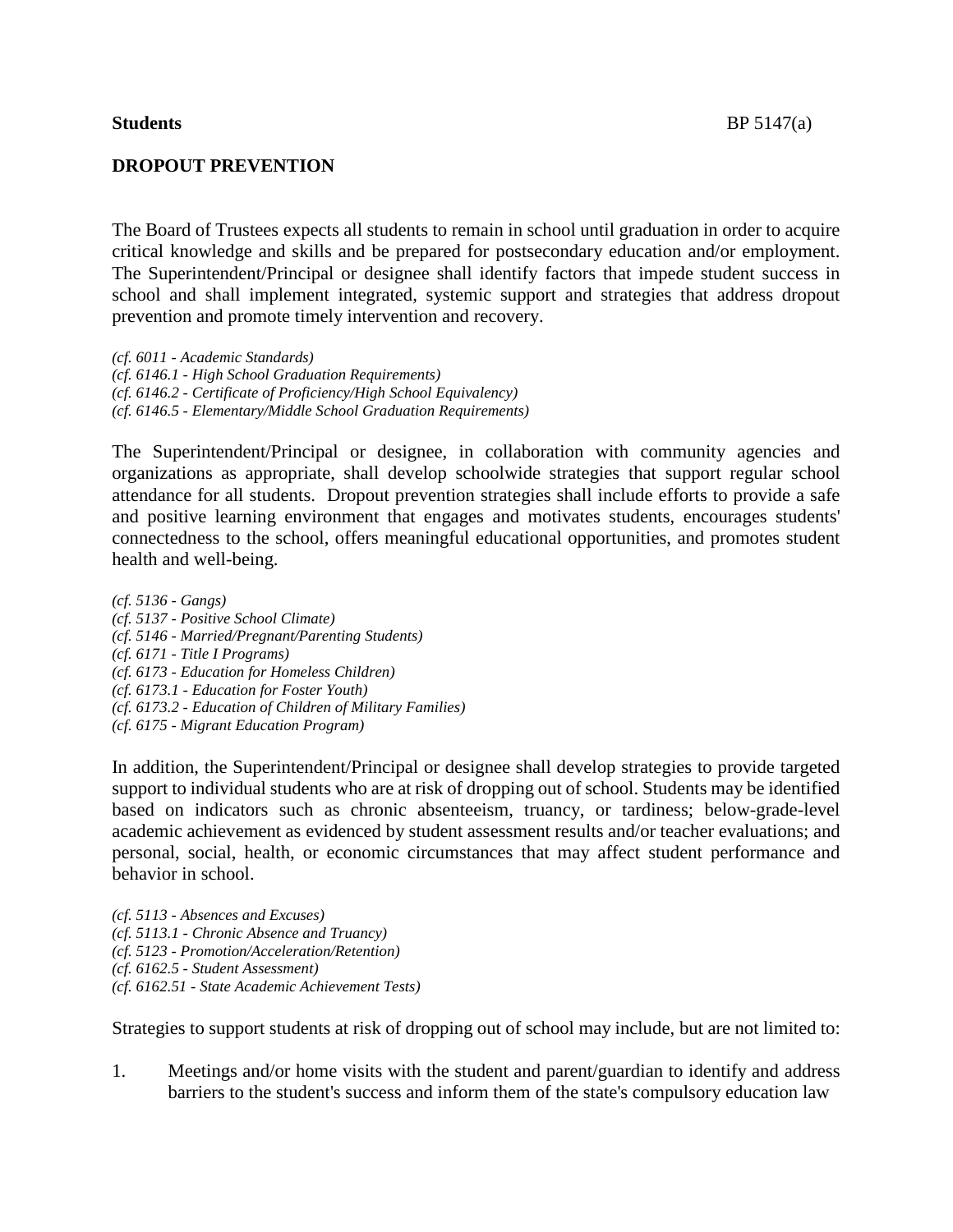**Students** BP 5147(a)

# DROPOUT PREVENTION

The Board of Trustees expects all students to remain in school until graduation in order to acquire critical knowledge and skills and be prepared for postsecondary education and/or employment. The Superintendent/Principal or designee shall identify factors that impede student success in school and shall implement integrated, systemic support and strategies that address dropout prevention and promote timely intervention and recovery.

*(cf. 6011 - Academic Standards)*
*(cf. 6146.1 - High School Graduation Requirements)*
*(cf. 6146.2 - Certificate of Proficiency/High School Equivalency)*
*(cf. 6146.5 - Elementary/Middle School Graduation Requirements)*

The Superintendent/Principal or designee, in collaboration with community agencies and organizations as appropriate, shall develop schoolwide strategies that support regular school attendance for all students. Dropout prevention strategies shall include efforts to provide a safe and positive learning environment that engages and motivates students, encourages students' connectedness to the school, offers meaningful educational opportunities, and promotes student health and well-being.

*(cf. 5136 - Gangs)*
*(cf. 5137 - Positive School Climate)*
*(cf. 5146 - Married/Pregnant/Parenting Students)*
*(cf. 6171 - Title I Programs)*
*(cf. 6173 - Education for Homeless Children)*
*(cf. 6173.1 - Education for Foster Youth)*
*(cf. 6173.2 - Education of Children of Military Families)*
*(cf. 6175 - Migrant Education Program)*

In addition, the Superintendent/Principal or designee shall develop strategies to provide targeted support to individual students who are at risk of dropping out of school. Students may be identified based on indicators such as chronic absenteeism, truancy, or tardiness; below-grade-level academic achievement as evidenced by student assessment results and/or teacher evaluations; and personal, social, health, or economic circumstances that may affect student performance and behavior in school.

*(cf. 5113 - Absences and Excuses)*
*(cf. 5113.1 - Chronic Absence and Truancy)*
*(cf. 5123 - Promotion/Acceleration/Retention)*
*(cf. 6162.5 - Student Assessment)*
*(cf. 6162.51 - State Academic Achievement Tests)*

Strategies to support students at risk of dropping out of school may include, but are not limited to:

1. Meetings and/or home visits with the student and parent/guardian to identify and address barriers to the student's success and inform them of the state's compulsory education law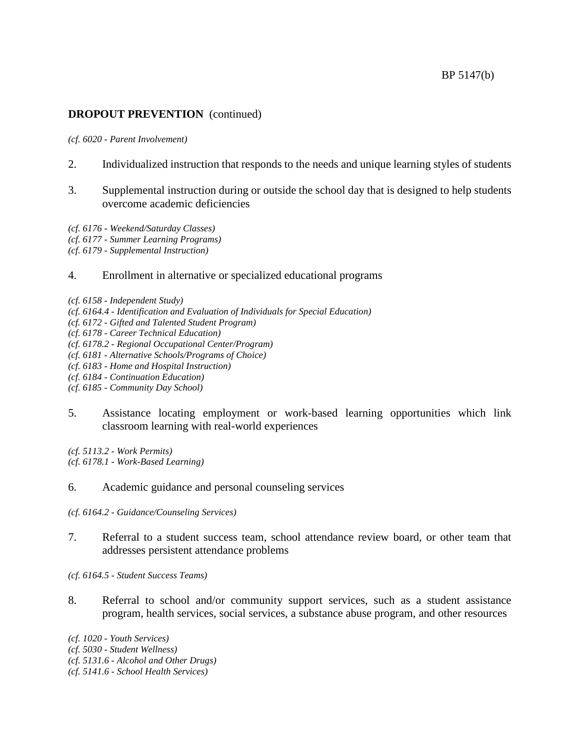**DROPOUT PREVENTION** (continued)

*(cf. 6020 - Parent Involvement)*

2. Individualized instruction that responds to the needs and unique learning styles of students

3. Supplemental instruction during or outside the school day that is designed to help students overcome academic deficiencies

*(cf. 6176 - Weekend/Saturday Classes)*
*(cf. 6177 - Summer Learning Programs)*
*(cf. 6179 - Supplemental Instruction)*

4. Enrollment in alternative or specialized educational programs

*(cf. 6158 - Independent Study)*
*(cf. 6164.4 - Identification and Evaluation of Individuals for Special Education)*
*(cf. 6172 - Gifted and Talented Student Program)*
*(cf. 6178 - Career Technical Education)*
*(cf. 6178.2 - Regional Occupational Center/Program)*
*(cf. 6181 - Alternative Schools/Programs of Choice)*
*(cf. 6183 - Home and Hospital Instruction)*
*(cf. 6184 - Continuation Education)*
*(cf. 6185 - Community Day School)*

5. Assistance locating employment or work-based learning opportunities which link classroom learning with real-world experiences

*(cf. 5113.2 - Work Permits)*
*(cf. 6178.1 - Work-Based Learning)*

6. Academic guidance and personal counseling services

*(cf. 6164.2 - Guidance/Counseling Services)*

7. Referral to a student success team, school attendance review board, or other team that addresses persistent attendance problems

*(cf. 6164.5 - Student Success Teams)*

8. Referral to school and/or community support services, such as a student assistance program, health services, social services, a substance abuse program, and other resources

*(cf. 1020 - Youth Services)*
*(cf. 5030 - Student Wellness)*
*(cf. 5131.6 - Alcohol and Other Drugs)*
*(cf. 5141.6 - School Health Services)*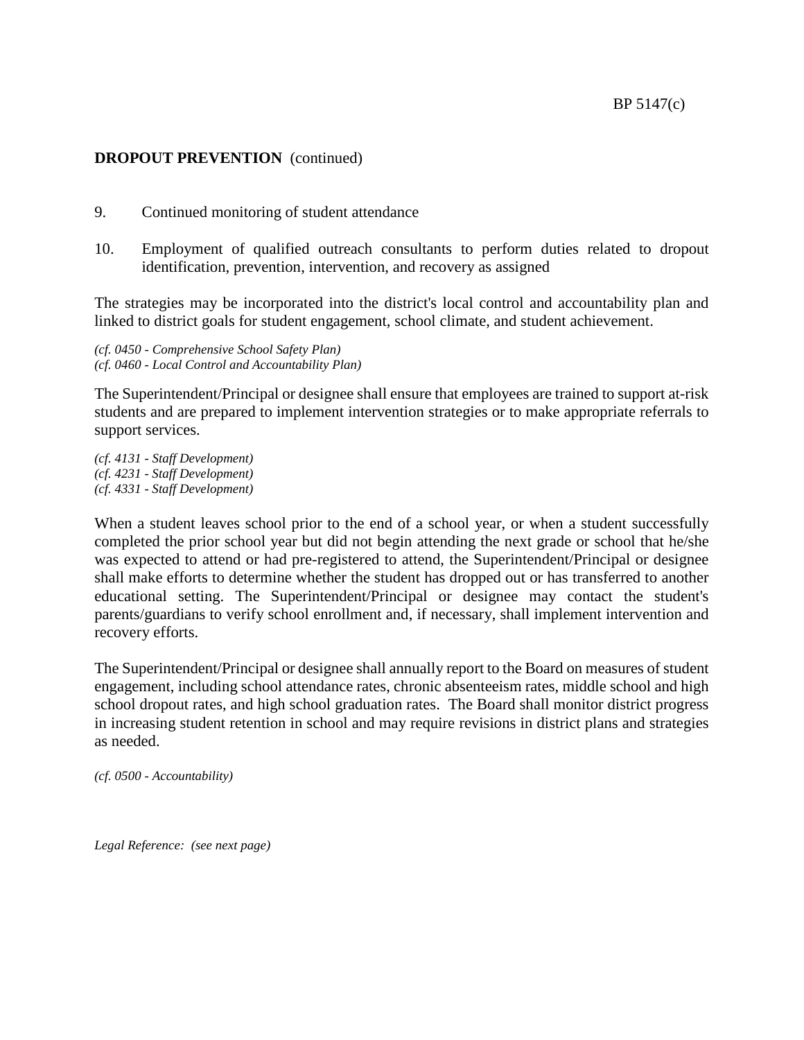**DROPOUT PREVENTION** (continued)

9. Continued monitoring of student attendance

10. Employment of qualified outreach consultants to perform duties related to dropout identification, prevention, intervention, and recovery as assigned

The strategies may be incorporated into the district's local control and accountability plan and linked to district goals for student engagement, school climate, and student achievement.

*(cf. 0450 - Comprehensive School Safety Plan)*
*(cf. 0460 - Local Control and Accountability Plan)*

The Superintendent/Principal or designee shall ensure that employees are trained to support at-risk students and are prepared to implement intervention strategies or to make appropriate referrals to support services.

*(cf. 4131 - Staff Development)*
*(cf. 4231 - Staff Development)*
*(cf. 4331 - Staff Development)*

When a student leaves school prior to the end of a school year, or when a student successfully completed the prior school year but did not begin attending the next grade or school that he/she was expected to attend or had pre-registered to attend, the Superintendent/Principal or designee shall make efforts to determine whether the student has dropped out or has transferred to another educational setting. The Superintendent/Principal or designee may contact the student's parents/guardians to verify school enrollment and, if necessary, shall implement intervention and recovery efforts.

The Superintendent/Principal or designee shall annually report to the Board on measures of student engagement, including school attendance rates, chronic absenteeism rates, middle school and high school dropout rates, and high school graduation rates. The Board shall monitor district progress in increasing student retention in school and may require revisions in district plans and strategies as needed.

*(cf. 0500 - Accountability)*

*Legal Reference: (see next page)*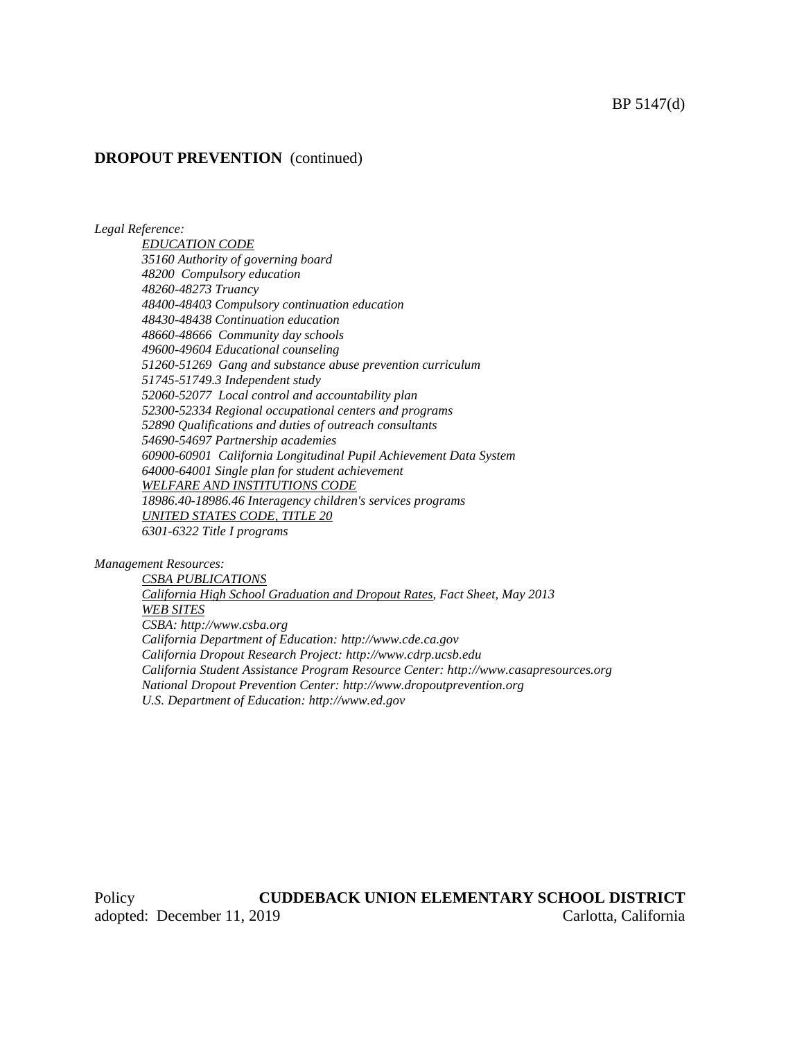**DROPOUT PREVENTION** (continued)

*Legal Reference:*

*EDUCATION CODE*
*35160 Authority of governing board*
*48200 Compulsory education*
*48260-48273 Truancy*
*48400-48403 Compulsory continuation education*
*48430-48438 Continuation education*
*48660-48666 Community day schools*
*49600-49604 Educational counseling*
*51260-51269 Gang and substance abuse prevention curriculum*
*51745-51749.3 Independent study*
*52060-52077 Local control and accountability plan*
*52300-52334 Regional occupational centers and programs*
*52890 Qualifications and duties of outreach consultants*
*54690-54697 Partnership academies*
*60900-60901 California Longitudinal Pupil Achievement Data System*
*64000-64001 Single plan for student achievement*
*WELFARE AND INSTITUTIONS CODE*
*18986.40-18986.46 Interagency children's services programs*
*UNITED STATES CODE, TITLE 20*
*6301-6322 Title I programs*

*Management Resources:*

*CSBA PUBLICATIONS*
*California High School Graduation and Dropout Rates, Fact Sheet, May 2013*
*WEB SITES*
*CSBA: http://www.csba.org*
*California Department of Education: http://www.cde.ca.gov*
*California Dropout Research Project: http://www.cdrp.ucsb.edu*
*California Student Assistance Program Resource Center: http://www.casapresources.org*
*National Dropout Prevention Center: http://www.dropoutprevention.org*
*U.S. Department of Education: http://www.ed.gov*

Policy **CUDDEBACK UNION ELEMENTARY SCHOOL DISTRICT**
adopted: December 11, 2019 Carlotta, California